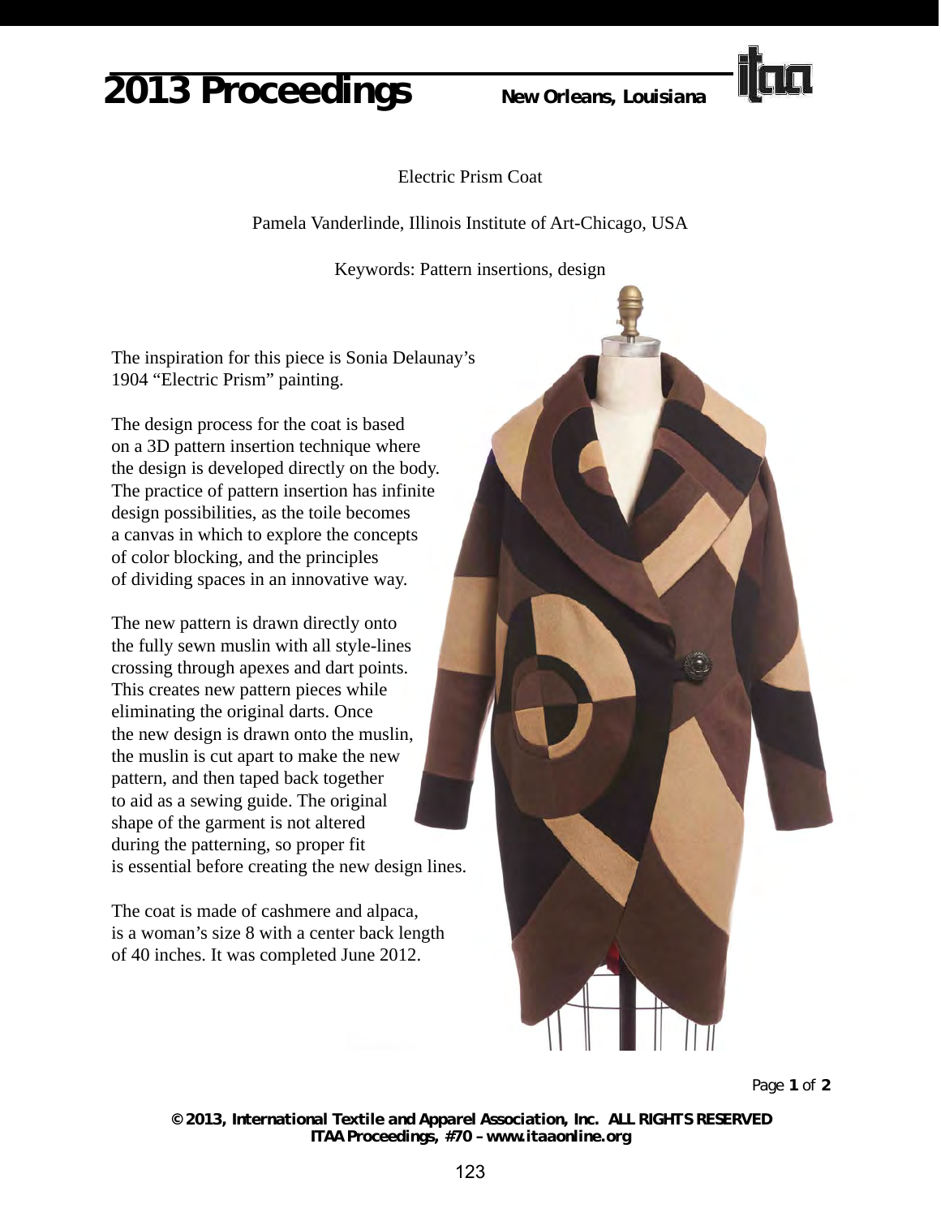# Electric Prism Coat

Pamela Vanderlinde, Illinois Institute of Art-Chicago, USA

Keywords: Pattern insertions, design

The inspiration for this piece is Sonia Delaunay's 1904 "Electric Prism" painting.

The design process for the coat is based on a 3D pattern insertion technique where the design is developed directly on the body. The practice of pattern insertion has infinite design possibilities, as the toile becomes a canvas in which to explore the concepts of color blocking, and the principles of dividing spaces in an innovative way.

The new pattern is drawn directly onto the fully sewn muslin with all style-lines crossing through apexes and dart points. This creates new pattern pieces while eliminating the original darts. Once the new design is drawn onto the muslin, the muslin is cut apart to make the new pattern, and then taped back together to aid as a sewing guide. The original shape of the garment is not altered during the patterning, so proper fit is essential before creating the new design lines.

The coat is made of cashmere and alpaca, is a woman's size 8 with a center back length of 40 inches. It was completed June 2012.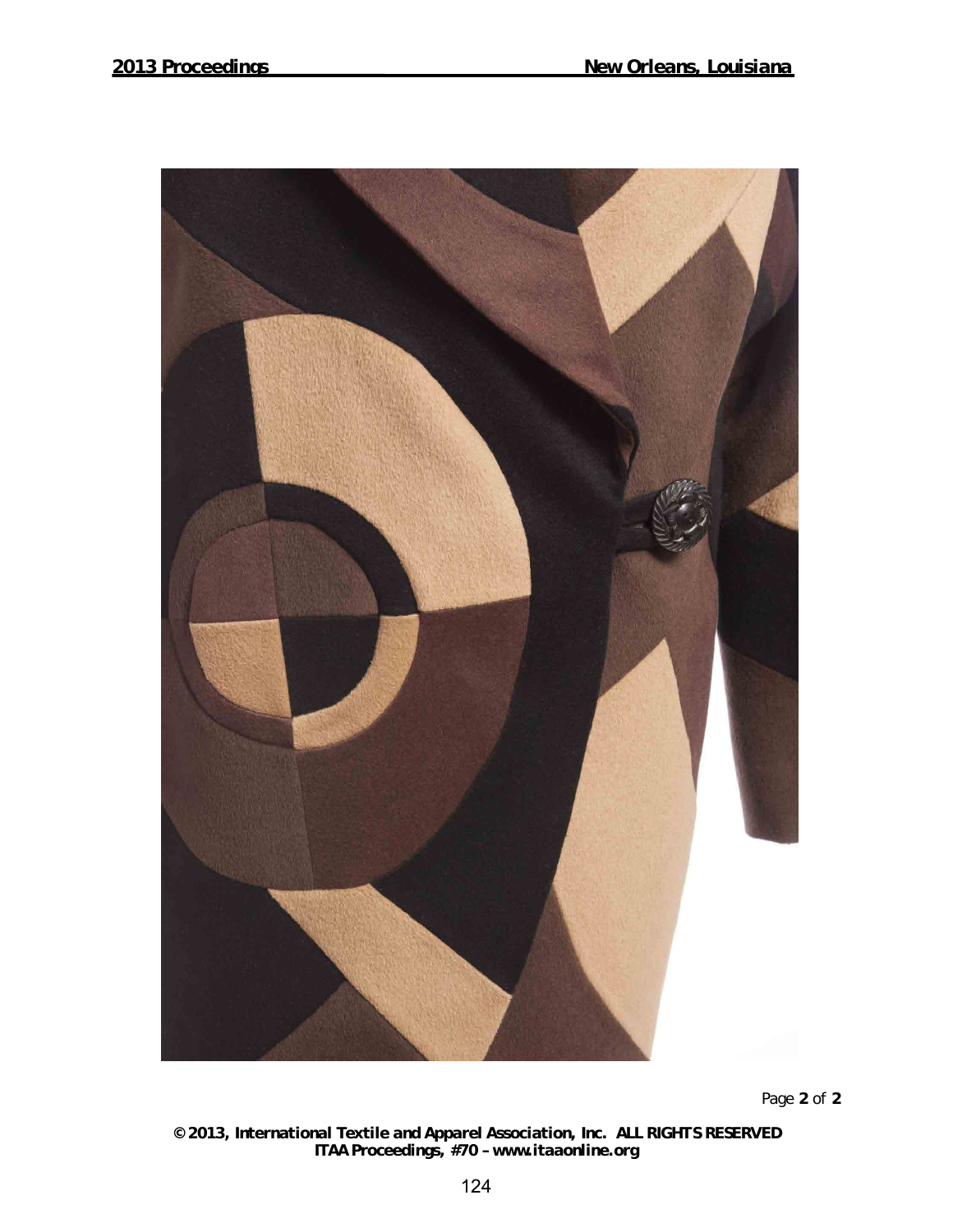© 2013, International Textile and Apparel Association, Inc. ALL RIGHTS RESERVED
ITAA Proceedings, #70 – www.itaaonline.org